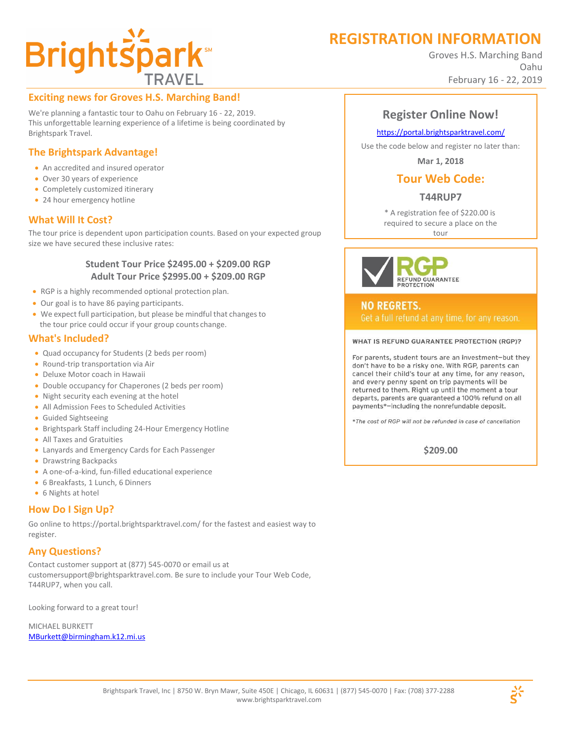Brightspark TRAVEL

# REGISTRATION INFORMATION

Groves H.S. Marching Band
Oahu
February 16 - 22, 2019

## Exciting news for Groves H.S. Marching Band!

We're planning a fantastic tour to Oahu on February 16 - 22, 2019.
This unforgettable learning experience of a lifetime is being coordinated by Brightspark Travel.

## The Brightspark Advantage!

- An accredited and insured operator
- Over 30 years of experience
- Completely customized itinerary
- 24 hour emergency hotline

## What Will It Cost?

The tour price is dependent upon participation counts. Based on your expected group size we have secured these inclusive rates:

**Student Tour Price $2495.00 + $209.00 RGP**
**Adult Tour Price $2995.00 + $209.00 RGP**

- RGP is a highly recommended optional protection plan.
- Our goal is to have 86 paying participants.
- We expect full participation, but please be mindful that changes to the tour price could occur if your group counts change.

## What's Included?

- Quad occupancy for Students (2 beds per room)
- Round-trip transportation via Air
- Deluxe Motor coach in Hawaii
- Double occupancy for Chaperones (2 beds per room)
- Night security each evening at the hotel
- All Admission Fees to Scheduled Activities
- Guided Sightseeing
- Brightspark Staff including 24-Hour Emergency Hotline
- All Taxes and Gratuities
- Lanyards and Emergency Cards for Each Passenger
- Drawstring Backpacks
- A one-of-a-kind, fun-filled educational experience
- 6 Breakfasts, 1 Lunch, 6 Dinners
- 6 Nights at hotel

## How Do I Sign Up?

Go online to https://portal.brightsparktravel.com/ for the fastest and easiest way to register.

## Any Questions?

Contact customer support at (877) 545-0070 or email us at customersupport@brightsparktravel.com. Be sure to include your Tour Web Code, T44RUP7, when you call.

Looking forward to a great tour!

MICHAEL BURKETT
MBurkett@birmingham.k12.mi.us

## Register Online Now!

https://portal.brightsparktravel.com/

Use the code below and register no later than:

**Mar 1, 2018**

### Tour Web Code:

**T44RUP7**

* A registration fee of $220.00 is required to secure a place on the tour

---

RGP REFUND GUARANTEE PROTECTION

**NO REGRETS.**
Get a full refund at any time, for any reason.

**WHAT IS REFUND GUARANTEE PROTECTION (RGP)?**

For parents, student tours are an investment—but they don't have to be a risky one. With RGP, parents can cancel their child's tour at any time, for any reason, and every penny spent on trip payments will be returned to them. Right up until the moment a tour departs, parents are guaranteed a 100% refund on all payments*—including the nonrefundable deposit.

*The cost of RGP will not be refunded in case of cancellation*

**$209.00**

Brightspark Travel, Inc | 8750 W. Bryn Mawr, Suite 450E | Chicago, IL 60631 | (877) 545-0070 | Fax: (708) 377-2288
www.brightsparktravel.com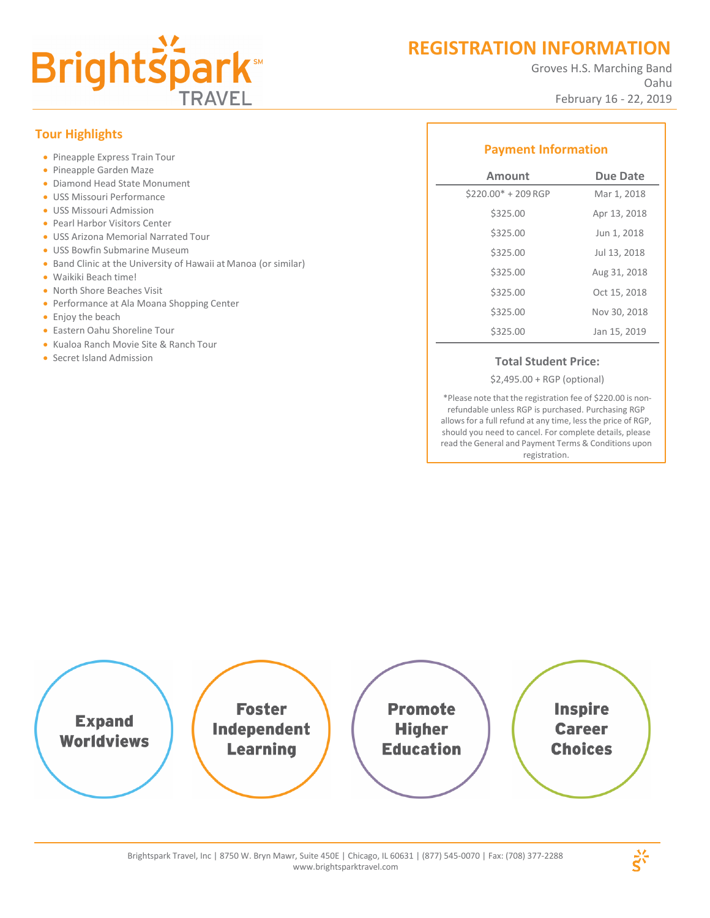# REGISTRATION INFORMATION

Groves H.S. Marching Band
Oahu
February 16 - 22, 2019

## Tour Highlights

- Pineapple Express Train Tour
- Pineapple Garden Maze
- Diamond Head State Monument
- USS Missouri Performance
- USS Missouri Admission
- Pearl Harbor Visitors Center
- USS Arizona Memorial Narrated Tour
- USS Bowfin Submarine Museum
- Band Clinic at the University of Hawaii at Manoa (or similar)
- Waikiki Beach time!
- North Shore Beaches Visit
- Performance at Ala Moana Shopping Center
- Enjoy the beach
- Eastern Oahu Shoreline Tour
- Kualoa Ranch Movie Site & Ranch Tour
- Secret Island Admission

## Payment Information

| Amount | Due Date |
|---|---|
| $220.00* + 209 RGP | Mar 1, 2018 |
| $325.00 | Apr 13, 2018 |
| $325.00 | Jun 1, 2018 |
| $325.00 | Jul 13, 2018 |
| $325.00 | Aug 31, 2018 |
| $325.00 | Oct 15, 2018 |
| $325.00 | Nov 30, 2018 |
| $325.00 | Jan 15, 2019 |

**Total Student Price:**

$2,495.00 + RGP (optional)

*Please note that the registration fee of $220.00 is non-refundable unless RGP is purchased. Purchasing RGP allows for a full refund at any time, less the price of RGP, should you need to cancel. For complete details, please read the General and Payment Terms & Conditions upon registration.

**Expand Worldviews** | **Foster Independent Learning** | **Promote Higher Education** | **Inspire Career Choices**

Brightspark Travel, Inc | 8750 W. Bryn Mawr, Suite 450E | Chicago, IL 60631 | (877) 545-0070 | Fax: (708) 377-2288
www.brightsparktravel.com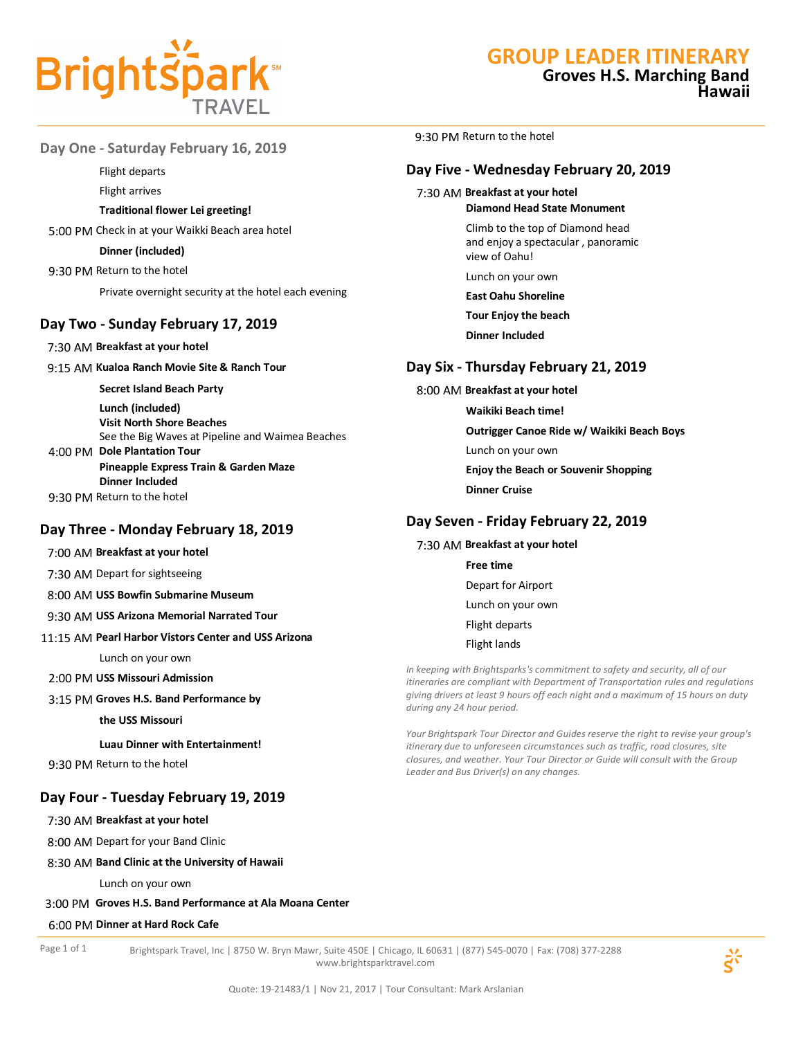# GROUP LEADER ITINERARY

**Groves H.S. Marching Band**
**Hawaii**

## Day One - Saturday February 16, 2019

Flight departs

Flight arrives

**Traditional flower Lei greeting!**

5:00 PM Check in at your Waikki Beach area hotel

**Dinner (included)**

9:30 PM Return to the hotel

Private overnight security at the hotel each evening

## Day Two - Sunday February 17, 2019

7:30 AM **Breakfast at your hotel**

9:15 AM **Kualoa Ranch Movie Site & Ranch Tour**

**Secret Island Beach Party**

**Lunch (included)**
**Visit North Shore Beaches**
See the Big Waves at Pipeline and Waimea Beaches

4:00 PM **Dole Plantation Tour**
**Pineapple Express Train & Garden Maze**
**Dinner Included**

9:30 PM Return to the hotel

## Day Three - Monday February 18, 2019

7:00 AM **Breakfast at your hotel**

7:30 AM Depart for sightseeing

8:00 AM **USS Bowfin Submarine Museum**

9:30 AM **USS Arizona Memorial Narrated Tour**

11:15 AM **Pearl Harbor Vistors Center and USS Arizona**

Lunch on your own

2:00 PM **USS Missouri Admission**

3:15 PM **Groves H.S. Band Performance by the USS Missouri**

**Luau Dinner with Entertainment!**

9:30 PM Return to the hotel

## Day Four - Tuesday February 19, 2019

7:30 AM **Breakfast at your hotel**

8:00 AM Depart for your Band Clinic

8:30 AM **Band Clinic at the University of Hawaii**

Lunch on your own

3:00 PM **Groves H.S. Band Performance at Ala Moana Center**

6:00 PM **Dinner at Hard Rock Cafe**

9:30 PM Return to the hotel

## Day Five - Wednesday February 20, 2019

7:30 AM **Breakfast at your hotel**

**Diamond Head State Monument**

Climb to the top of Diamond head and enjoy a spectacular , panoramic view of Oahu!

Lunch on your own

**East Oahu Shoreline**

**Tour Enjoy the beach**

**Dinner Included**

## Day Six - Thursday February 21, 2019

8:00 AM **Breakfast at your hotel**

**Waikiki Beach time!**

**Outrigger Canoe Ride w/ Waikiki Beach Boys**

Lunch on your own

**Enjoy the Beach or Souvenir Shopping**

**Dinner Cruise**

## Day Seven - Friday February 22, 2019

7:30 AM **Breakfast at your hotel**

**Free time**

Depart for Airport

Lunch on your own

Flight departs

Flight lands

*In keeping with Brightsparks's commitment to safety and security, all of our itineraries are compliant with Department of Transportation rules and regulations giving drivers at least 9 hours off each night and a maximum of 15 hours on duty during any 24 hour period.*

*Your Brightspark Tour Director and Guides reserve the right to revise your group's itinerary due to unforeseen circumstances such as traffic, road closures, site closures, and weather. Your Tour Director or Guide will consult with the Group Leader and Bus Driver(s) on any changes.*

Brightspark Travel, Inc | 8750 W. Bryn Mawr, Suite 450E | Chicago, IL 60631 | (877) 545-0070 | Fax: (708) 377-2288
www.brightsparktravel.com

Quote: 19-21483/1 | Nov 21, 2017 | Tour Consultant: Mark Arslanian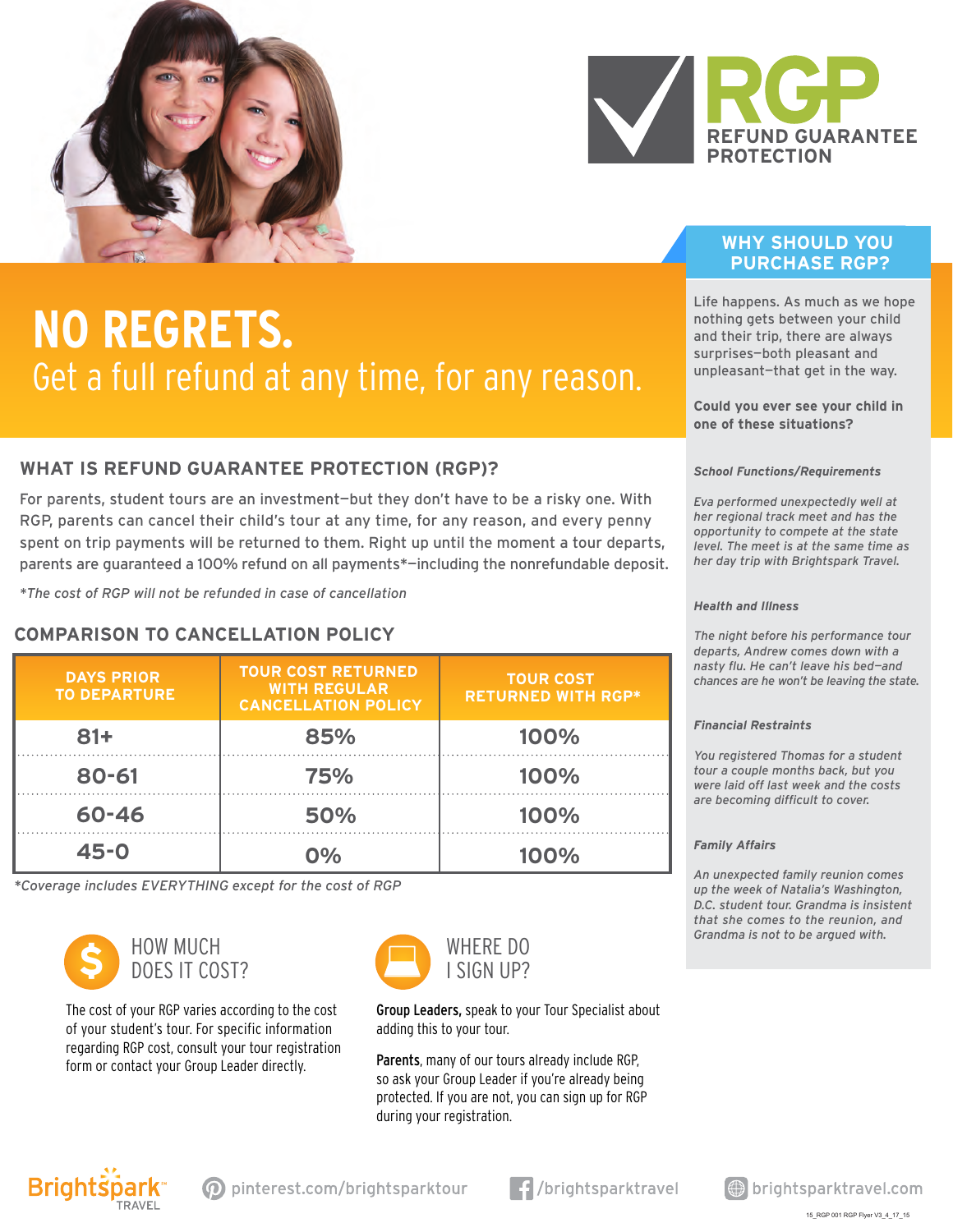# RGP
**REFUND GUARANTEE PROTECTION**

# NO REGRETS.
Get a full refund at any time, for any reason.

## WHAT IS REFUND GUARANTEE PROTECTION (RGP)?

For parents, student tours are an investment—but they don't have to be a risky one. With RGP, parents can cancel their child's tour at any time, for any reason, and every penny spent on trip payments will be returned to them. Right up until the moment a tour departs, parents are guaranteed a 100% refund on all payments*—including the nonrefundable deposit.

*\*The cost of RGP will not be refunded in case of cancellation*

## COMPARISON TO CANCELLATION POLICY

| DAYS PRIOR TO DEPARTURE | TOUR COST RETURNED WITH REGULAR CANCELLATION POLICY | TOUR COST RETURNED WITH RGP* |
|---|---|---|
| 81+ | 85% | 100% |
| 80-61 | 75% | 100% |
| 60-46 | 50% | 100% |
| 45-0 | 0% | 100% |

*\*Coverage includes EVERYTHING except for the cost of RGP*

### HOW MUCH DOES IT COST?

The cost of your RGP varies according to the cost of your student's tour. For specific information regarding RGP cost, consult your tour registration form or contact your Group Leader directly.

### WHERE DO I SIGN UP?

**Group Leaders,** speak to your Tour Specialist about adding this to your tour.

**Parents**, many of our tours already include RGP, so ask your Group Leader if you're already being protected. If you are not, you can sign up for RGP during your registration.

## WHY SHOULD YOU PURCHASE RGP?

Life happens. As much as we hope nothing gets between your child and their trip, there are always surprises—both pleasant and unpleasant—that get in the way.

**Could you ever see your child in one of these situations?**

***School Functions/Requirements***

*Eva performed unexpectedly well at her regional track meet and has the opportunity to compete at the state level. The meet is at the same time as her day trip with Brightspark Travel.*

***Health and Illness***

*The night before his performance tour departs, Andrew comes down with a nasty flu. He can't leave his bed—and chances are he won't be leaving the state.*

***Financial Restraints***

*You registered Thomas for a student tour a couple months back, but you were laid off last week and the costs are becoming difficult to cover.*

***Family Affairs***

*An unexpected family reunion comes up the week of Natalia's Washington, D.C. student tour. Grandma is insistent that she comes to the reunion, and Grandma is not to be argued with.*

Brightspark TRAVEL | pinterest.com/brightsparktour | /brightsparktravel | brightsparktravel.com

15_RGP 001 RGP Flyer V3_4_17_15